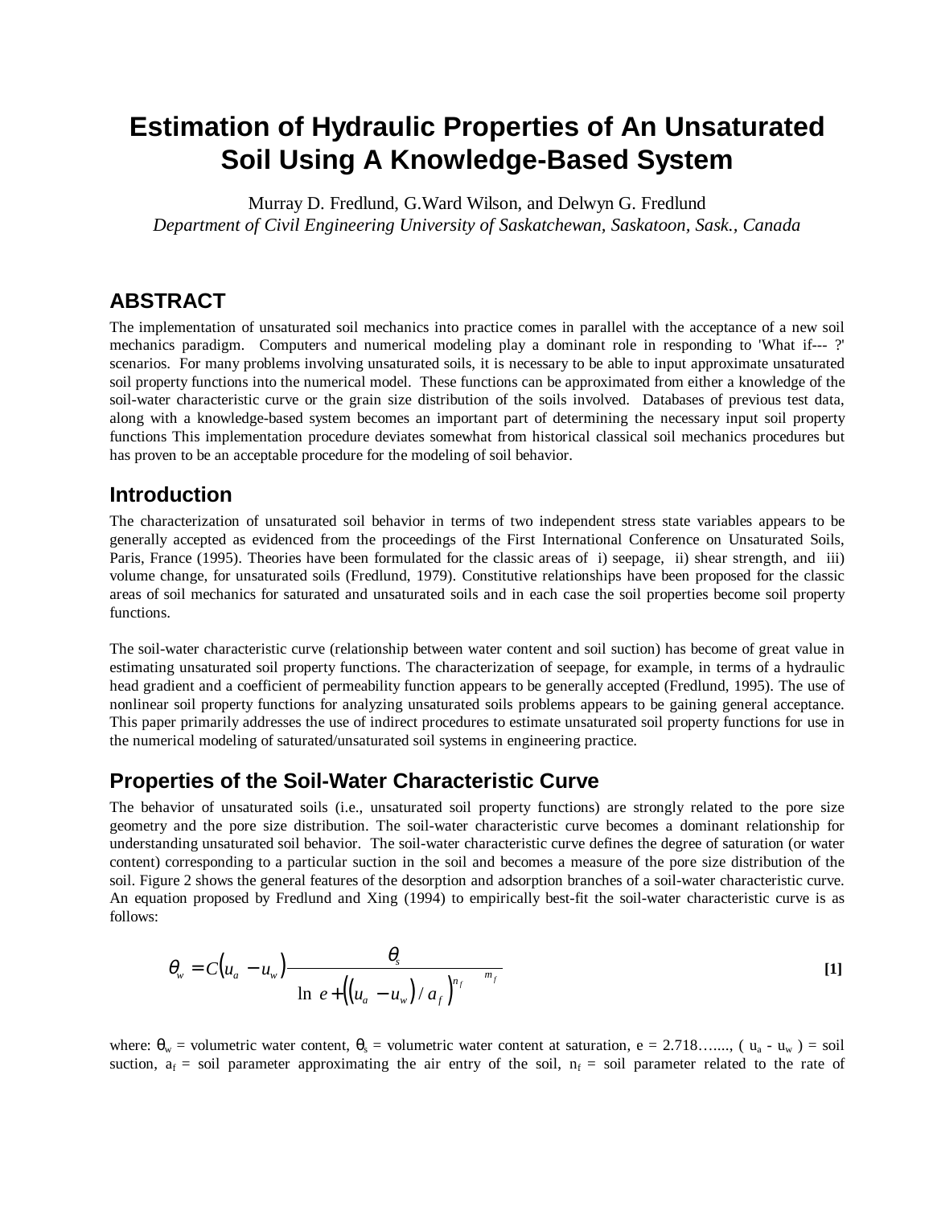# Estimation of Hydraulic Properties of An Unsaturated Soil Using A Knowledge-Based System

Murray D. Fredlund, G.Ward Wilson, and Delwyn G. Fredlund
*Department of Civil Engineering University of Saskatchewan, Saskatoon, Sask., Canada*

## ABSTRACT

The implementation of unsaturated soil mechanics into practice comes in parallel with the acceptance of a new soil mechanics paradigm. Computers and numerical modeling play a dominant role in responding to 'What if--- ?' scenarios. For many problems involving unsaturated soils, it is necessary to be able to input approximate unsaturated soil property functions into the numerical model. These functions can be approximated from either a knowledge of the soil-water characteristic curve or the grain size distribution of the soils involved. Databases of previous test data, along with a knowledge-based system becomes an important part of determining the necessary input soil property functions This implementation procedure deviates somewhat from historical classical soil mechanics procedures but has proven to be an acceptable procedure for the modeling of soil behavior.

## Introduction

The characterization of unsaturated soil behavior in terms of two independent stress state variables appears to be generally accepted as evidenced from the proceedings of the First International Conference on Unsaturated Soils, Paris, France (1995). Theories have been formulated for the classic areas of i) seepage, ii) shear strength, and iii) volume change, for unsaturated soils (Fredlund, 1979). Constitutive relationships have been proposed for the classic areas of soil mechanics for saturated and unsaturated soils and in each case the soil properties become soil property functions.

The soil-water characteristic curve (relationship between water content and soil suction) has become of great value in estimating unsaturated soil property functions. The characterization of seepage, for example, in terms of a hydraulic head gradient and a coefficient of permeability function appears to be generally accepted (Fredlund, 1995). The use of nonlinear soil property functions for analyzing unsaturated soils problems appears to be gaining general acceptance. This paper primarily addresses the use of indirect procedures to estimate unsaturated soil property functions for use in the numerical modeling of saturated/unsaturated soil systems in engineering practice.

## Properties of the Soil-Water Characteristic Curve

The behavior of unsaturated soils (i.e., unsaturated soil property functions) are strongly related to the pore size geometry and the pore size distribution. The soil-water characteristic curve becomes a dominant relationship for understanding unsaturated soil behavior. The soil-water characteristic curve defines the degree of saturation (or water content) corresponding to a particular suction in the soil and becomes a measure of the pore size distribution of the soil. Figure 2 shows the general features of the desorption and adsorption branches of a soil-water characteristic curve. An equation proposed by Fredlund and Xing (1994) to empirically best-fit the soil-water characteristic curve is as follows:

$$\theta_w = C(u_a - u_w) \frac{\theta_s}{\left\{ \ln\left[ e + \left( (u_a - u_w)/a_f \right)^{n_f} \right] \right\}^{m_f}} \qquad \textbf{[1]}$$

where: $\theta_w$ = volumetric water content, $\theta_s$ = volumetric water content at saturation, e = 2.718….…, $(u_a - u_w)$ = soil suction, $a_f$ = soil parameter approximating the air entry of the soil, $n_f$ = soil parameter related to the rate of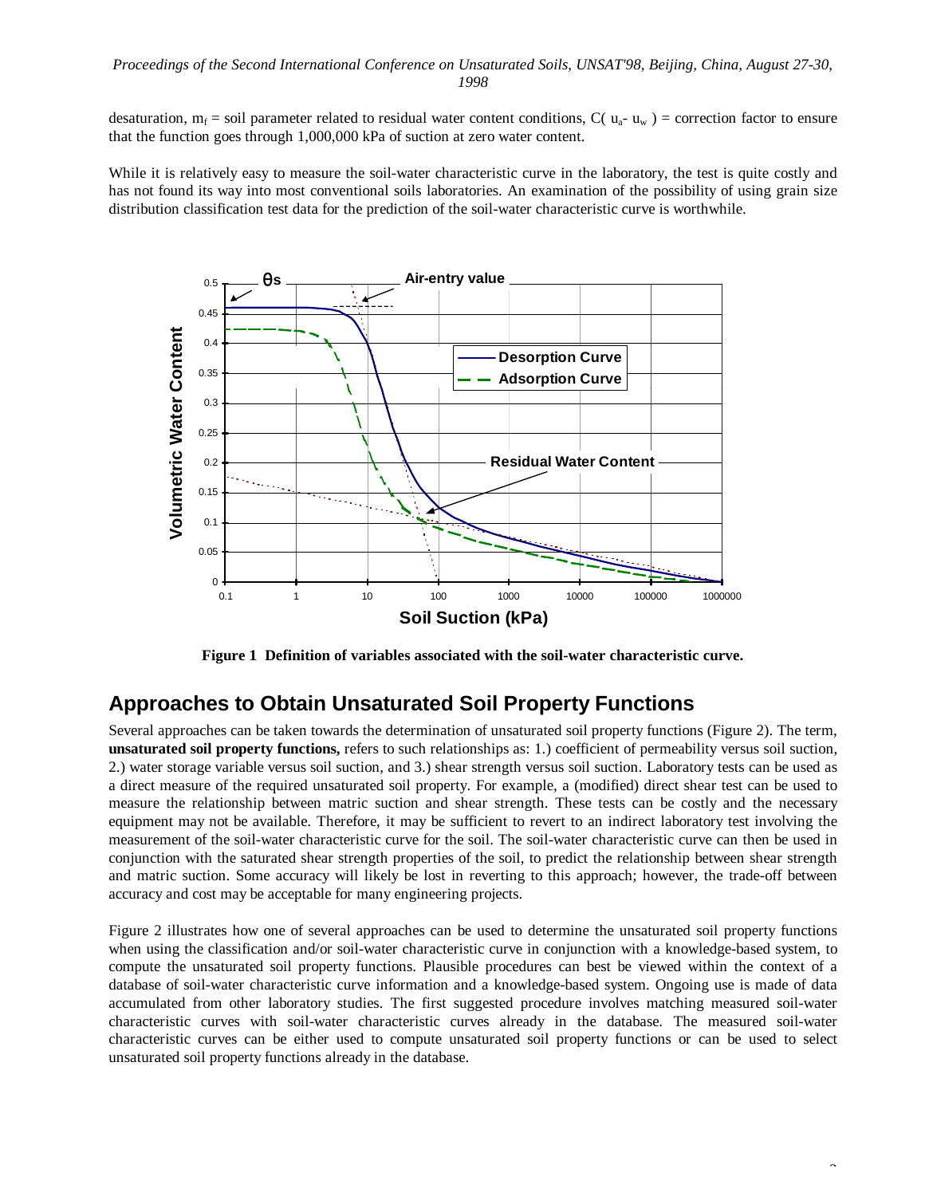desaturation, $m_f$ = soil parameter related to residual water content conditions, $C(u_a - u_w)$ = correction factor to ensure that the function goes through 1,000,000 kPa of suction at zero water content.

While it is relatively easy to measure the soil-water characteristic curve in the laboratory, the test is quite costly and has not found its way into most conventional soils laboratories. An examination of the possibility of using grain size distribution classification test data for the prediction of the soil-water characteristic curve is worthwhile.

**Figure 1 Definition of variables associated with the soil-water characteristic curve.**

## Approaches to Obtain Unsaturated Soil Property Functions

Several approaches can be taken towards the determination of unsaturated soil property functions (Figure 2). The term, **unsaturated soil property functions,** refers to such relationships as: 1.) coefficient of permeability versus soil suction, 2.) water storage variable versus soil suction, and 3.) shear strength versus soil suction. Laboratory tests can be used as a direct measure of the required unsaturated soil property. For example, a (modified) direct shear test can be used to measure the relationship between matric suction and shear strength. These tests can be costly and the necessary equipment may not be available. Therefore, it may be sufficient to revert to an indirect laboratory test involving the measurement of the soil-water characteristic curve for the soil. The soil-water characteristic curve can then be used in conjunction with the saturated shear strength properties of the soil, to predict the relationship between shear strength and matric suction. Some accuracy will likely be lost in reverting to this approach; however, the trade-off between accuracy and cost may be acceptable for many engineering projects.

Figure 2 illustrates how one of several approaches can be used to determine the unsaturated soil property functions when using the classification and/or soil-water characteristic curve in conjunction with a knowledge-based system, to compute the unsaturated soil property functions. Plausible procedures can best be viewed within the context of a database of soil-water characteristic curve information and a knowledge-based system. Ongoing use is made of data accumulated from other laboratory studies. The first suggested procedure involves matching measured soil-water characteristic curves with soil-water characteristic curves already in the database. The measured soil-water characteristic curves can be either used to compute unsaturated soil property functions or can be used to select unsaturated soil property functions already in the database.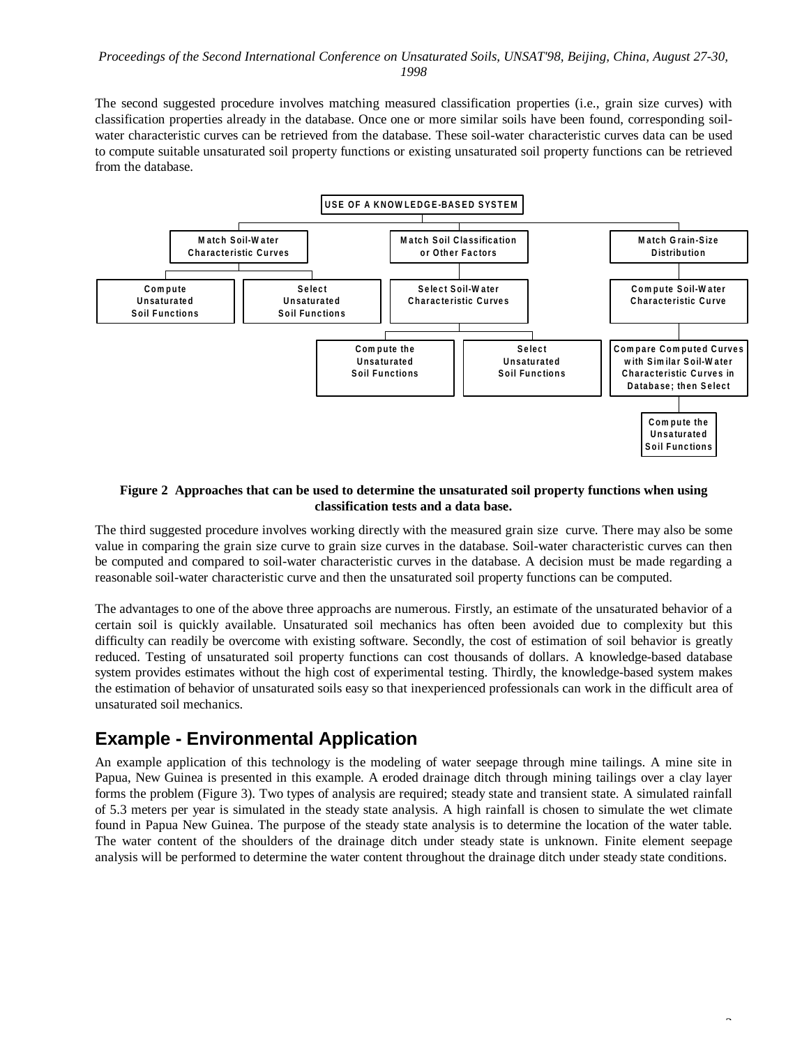The second suggested procedure involves matching measured classification properties (i.e., grain size curves) with classification properties already in the database. Once one or more similar soils have been found, corresponding soil-water characteristic curves can be retrieved from the database. These soil-water characteristic curves data can be used to compute suitable unsaturated soil property functions or existing unsaturated soil property functions can be retrieved from the database.

USE OF A KNOWLEDGE-BASED SYSTEM

- Match Soil-Water Characteristic Curves
  - Compute Unsaturated Soil Functions
  - Select Unsaturated Soil Functions
- Match Soil Classification or Other Factors
  - Select Soil-Water Characteristic Curves
    - Compute the Unsaturated Soil Functions
    - Select Unsaturated Soil Functions
- Match Grain-Size Distribution
  - Compute Soil-Water Characteristic Curve
    - Compare Computed Curves with Similar Soil-Water Characteristic Curves in Database; then Select
      - Compute the Unsaturated Soil Functions

**Figure 2 Approaches that can be used to determine the unsaturated soil property functions when using classification tests and a data base.**

The third suggested procedure involves working directly with the measured grain size curve. There may also be some value in comparing the grain size curve to grain size curves in the database. Soil-water characteristic curves can then be computed and compared to soil-water characteristic curves in the database. A decision must be made regarding a reasonable soil-water characteristic curve and then the unsaturated soil property functions can be computed.

The advantages to one of the above three approachs are numerous. Firstly, an estimate of the unsaturated behavior of a certain soil is quickly available. Unsaturated soil mechanics has often been avoided due to complexity but this difficulty can readily be overcome with existing software. Secondly, the cost of estimation of soil behavior is greatly reduced. Testing of unsaturated soil property functions can cost thousands of dollars. A knowledge-based database system provides estimates without the high cost of experimental testing. Thirdly, the knowledge-based system makes the estimation of behavior of unsaturated soils easy so that inexperienced professionals can work in the difficult area of unsaturated soil mechanics.

## Example - Environmental Application

An example application of this technology is the modeling of water seepage through mine tailings. A mine site in Papua, New Guinea is presented in this example. A eroded drainage ditch through mining tailings over a clay layer forms the problem (Figure 3). Two types of analysis are required; steady state and transient state. A simulated rainfall of 5.3 meters per year is simulated in the steady state analysis. A high rainfall is chosen to simulate the wet climate found in Papua New Guinea. The purpose of the steady state analysis is to determine the location of the water table. The water content of the shoulders of the drainage ditch under steady state is unknown. Finite element seepage analysis will be performed to determine the water content throughout the drainage ditch under steady state conditions.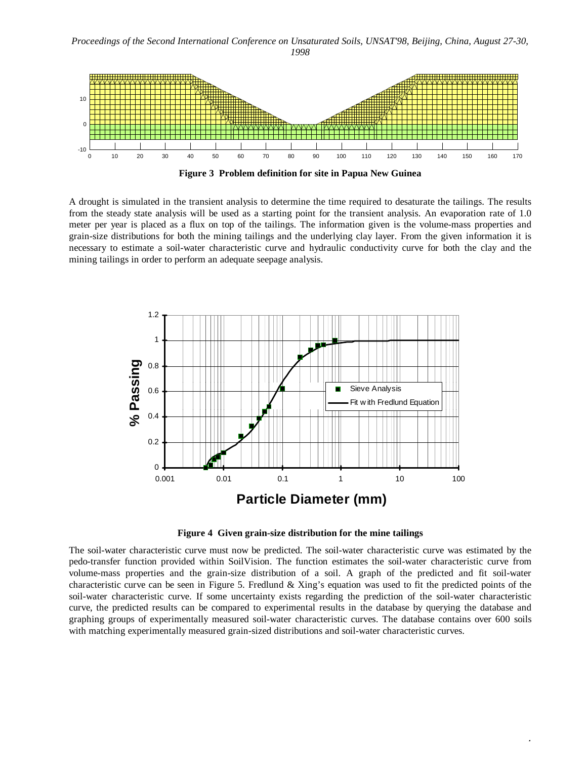**Figure 3 Problem definition for site in Papua New Guinea**

A drought is simulated in the transient analysis to determine the time required to desaturate the tailings. The results from the steady state analysis will be used as a starting point for the transient analysis. An evaporation rate of 1.0 meter per year is placed as a flux on top of the tailings. The information given is the volume-mass properties and grain-size distributions for both the mining tailings and the underlying clay layer. From the given information it is necessary to estimate a soil-water characteristic curve and hydraulic conductivity curve for both the clay and the mining tailings in order to perform an adequate seepage analysis.

**Figure 4 Given grain-size distribution for the mine tailings**

The soil-water characteristic curve must now be predicted. The soil-water characteristic curve was estimated by the pedo-transfer function provided within SoilVision. The function estimates the soil-water characteristic curve from volume-mass properties and the grain-size distribution of a soil. A graph of the predicted and fit soil-water characteristic curve can be seen in Figure 5. Fredlund & Xing's equation was used to fit the predicted points of the soil-water characteristic curve. If some uncertainty exists regarding the prediction of the soil-water characteristic curve, the predicted results can be compared to experimental results in the database by querying the database and graphing groups of experimentally measured soil-water characteristic curves. The database contains over 600 soils with matching experimentally measured grain-sized distributions and soil-water characteristic curves.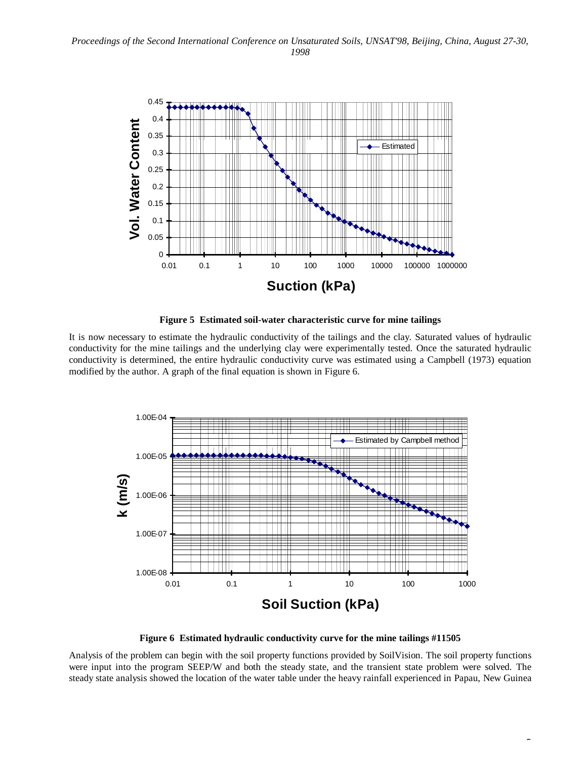**Figure 5 Estimated soil-water characteristic curve for mine tailings**

It is now necessary to estimate the hydraulic conductivity of the tailings and the clay. Saturated values of hydraulic conductivity for the mine tailings and the underlying clay were experimentally tested. Once the saturated hydraulic conductivity is determined, the entire hydraulic conductivity curve was estimated using a Campbell (1973) equation modified by the author. A graph of the final equation is shown in Figure 6.

**Figure 6 Estimated hydraulic conductivity curve for the mine tailings #11505**

Analysis of the problem can begin with the soil property functions provided by SoilVision. The soil property functions were input into the program SEEP/W and both the steady state, and the transient state problem were solved. The steady state analysis showed the location of the water table under the heavy rainfall experienced in Papau, New Guinea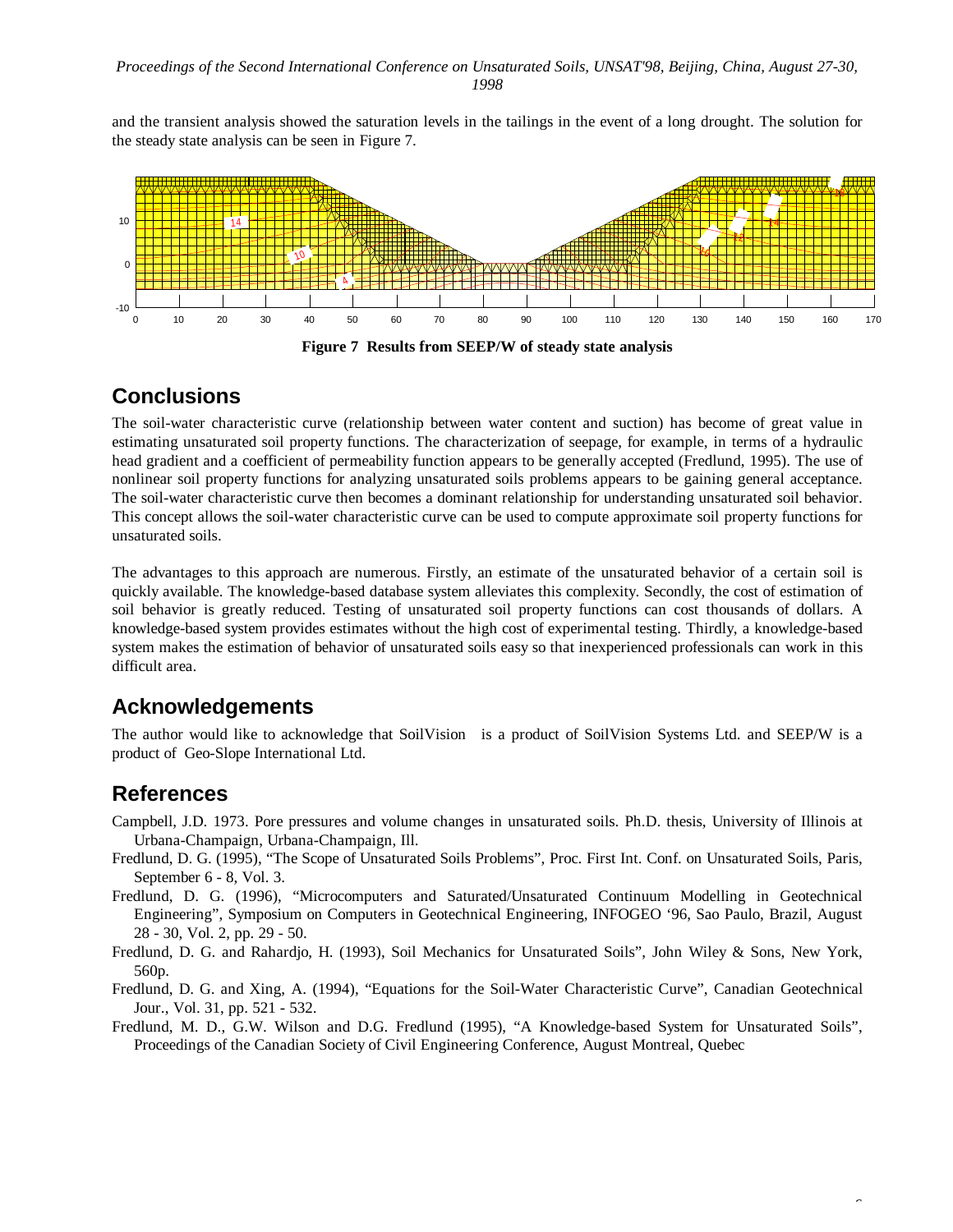and the transient analysis showed the saturation levels in the tailings in the event of a long drought. The solution for the steady state analysis can be seen in Figure 7.

**Figure 7 Results from SEEP/W of steady state analysis**

## Conclusions

The soil-water characteristic curve (relationship between water content and suction) has become of great value in estimating unsaturated soil property functions. The characterization of seepage, for example, in terms of a hydraulic head gradient and a coefficient of permeability function appears to be generally accepted (Fredlund, 1995). The use of nonlinear soil property functions for analyzing unsaturated soils problems appears to be gaining general acceptance. The soil-water characteristic curve then becomes a dominant relationship for understanding unsaturated soil behavior. This concept allows the soil-water characteristic curve can be used to compute approximate soil property functions for unsaturated soils.

The advantages to this approach are numerous. Firstly, an estimate of the unsaturated behavior of a certain soil is quickly available. The knowledge-based database system alleviates this complexity. Secondly, the cost of estimation of soil behavior is greatly reduced. Testing of unsaturated soil property functions can cost thousands of dollars. A knowledge-based system provides estimates without the high cost of experimental testing. Thirdly, a knowledge-based system makes the estimation of behavior of unsaturated soils easy so that inexperienced professionals can work in this difficult area.

## Acknowledgements

The author would like to acknowledge that SoilVision is a product of SoilVision Systems Ltd. and SEEP/W is a product of Geo-Slope International Ltd.

## References

Campbell, J.D. 1973. Pore pressures and volume changes in unsaturated soils. Ph.D. thesis, University of Illinois at Urbana-Champaign, Urbana-Champaign, Ill.

Fredlund, D. G. (1995), "The Scope of Unsaturated Soils Problems", Proc. First Int. Conf. on Unsaturated Soils, Paris, September 6 - 8, Vol. 3.

Fredlund, D. G. (1996), "Microcomputers and Saturated/Unsaturated Continuum Modelling in Geotechnical Engineering", Symposium on Computers in Geotechnical Engineering, INFOGEO '96, Sao Paulo, Brazil, August 28 - 30, Vol. 2, pp. 29 - 50.

Fredlund, D. G. and Rahardjo, H. (1993), Soil Mechanics for Unsaturated Soils", John Wiley & Sons, New York, 560p.

Fredlund, D. G. and Xing, A. (1994), "Equations for the Soil-Water Characteristic Curve", Canadian Geotechnical Jour., Vol. 31, pp. 521 - 532.

Fredlund, M. D., G.W. Wilson and D.G. Fredlund (1995), "A Knowledge-based System for Unsaturated Soils", Proceedings of the Canadian Society of Civil Engineering Conference, August Montreal, Quebec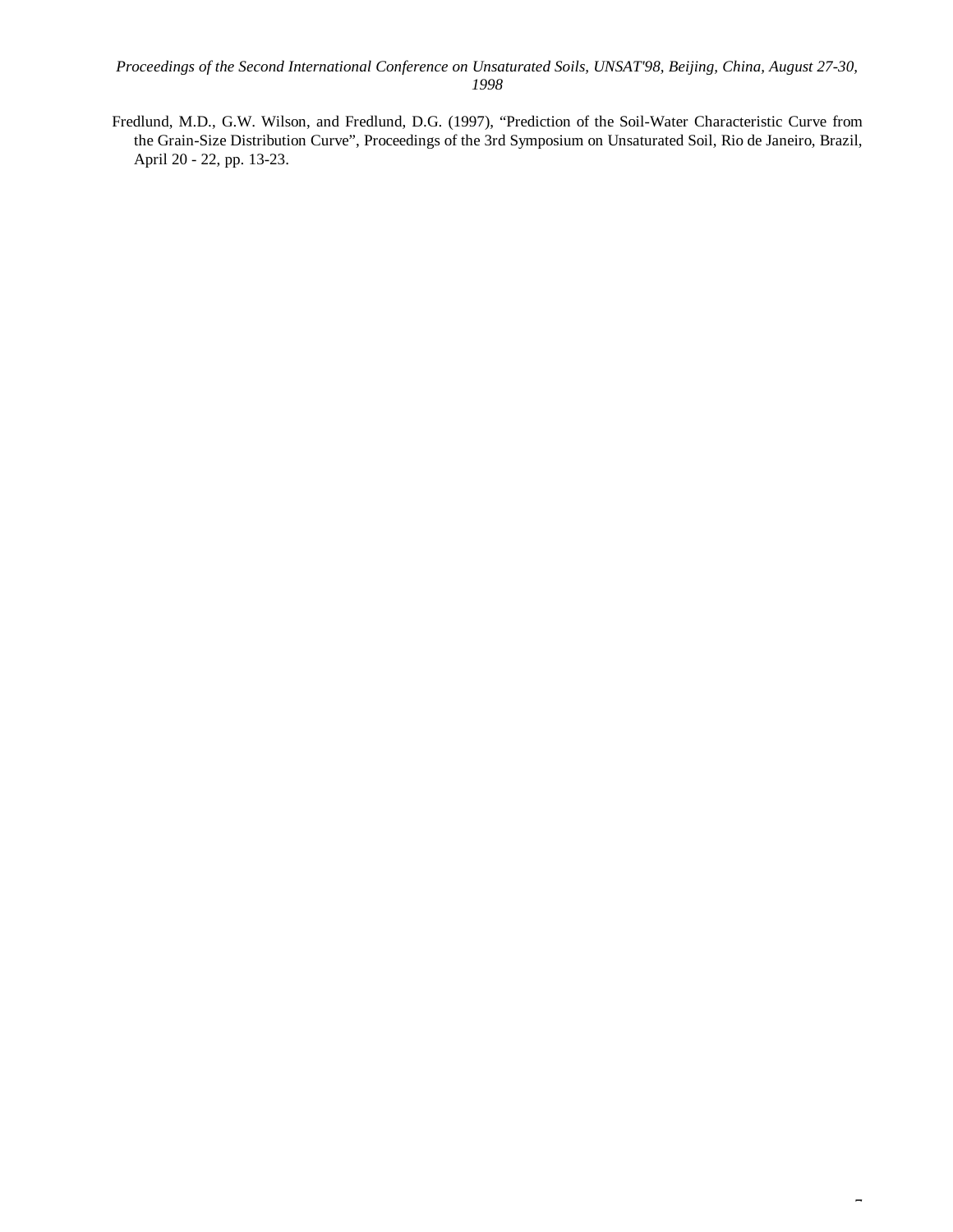Fredlund, M.D., G.W. Wilson, and Fredlund, D.G. (1997), "Prediction of the Soil-Water Characteristic Curve from the Grain-Size Distribution Curve", Proceedings of the 3rd Symposium on Unsaturated Soil, Rio de Janeiro, Brazil, April 20 - 22, pp. 13-23.